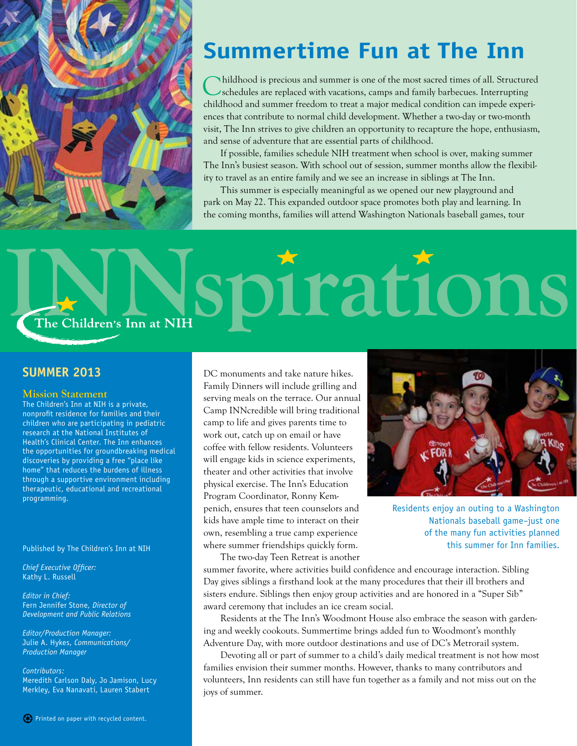# INNspirations

The Children's Inn at NIH

## SUMMER 2013

### Mission Statement

The Children's Inn at NIH is a private, nonprofit residence for families and their children who are participating in pediatric research at the National Institutes of Health's Clinical Center. The Inn enhances the opportunities for groundbreaking medical discoveries by providing a free "place like home" that reduces the burdens of illness through a supportive environment including therapeutic, educational and recreational programming.

Published by The Children's Inn at NIH

*Chief Executive Officer:*
Kathy L. Russell

*Editor in Chief:*
Fern Jennifer Stone, *Director of Development and Public Relations*

*Editor/Production Manager:*
Julie A. Hykes, *Communications/ Production Manager*

*Contributors:*
Meredith Carlson Daly, Jo Jamison, Lucy Merkley, Eva Nanavati, Lauren Stabert

Printed on paper with recycled content.

## Summertime Fun at The Inn

Childhood is precious and summer is one of the most sacred times of all. Structured schedules are replaced with vacations, camps and family barbecues. Interrupting childhood and summer freedom to treat a major medical condition can impede experiences that contribute to normal child development. Whether a two-day or two-month visit, The Inn strives to give children an opportunity to recapture the hope, enthusiasm, and sense of adventure that are essential parts of childhood.

If possible, families schedule NIH treatment when school is over, making summer The Inn's busiest season. With school out of session, summer months allow the flexibility to travel as an entire family and we see an increase in siblings at The Inn.

This summer is especially meaningful as we opened our new playground and park on May 22. This expanded outdoor space promotes both play and learning. In the coming months, families will attend Washington Nationals baseball games, tour DC monuments and take nature hikes. Family Dinners will include grilling and serving meals on the terrace. Our annual Camp INNcredible will bring traditional camp to life and gives parents time to work out, catch up on email or have coffee with fellow residents. Volunteers will engage kids in science experiments, theater and other activities that involve physical exercise. The Inn's Education Program Coordinator, Ronny Kempenich, ensures that teen counselors and kids have ample time to interact on their own, resembling a true camp experience where summer friendships quickly form.

Residents enjoy an outing to a Washington Nationals baseball game–just one of the many fun activities planned this summer for Inn families.

The two-day Teen Retreat is another summer favorite, where activities build confidence and encourage interaction. Sibling Day gives siblings a firsthand look at the many procedures that their ill brothers and sisters endure. Siblings then enjoy group activities and are honored in a "Super Sib" award ceremony that includes an ice cream social.

Residents at the The Inn's Woodmont House also embrace the season with gardening and weekly cookouts. Summertime brings added fun to Woodmont's monthly Adventure Day, with more outdoor destinations and use of DC's Metrorail system.

Devoting all or part of summer to a child's daily medical treatment is not how most families envision their summer months. However, thanks to many contributors and volunteers, Inn residents can still have fun together as a family and not miss out on the joys of summer.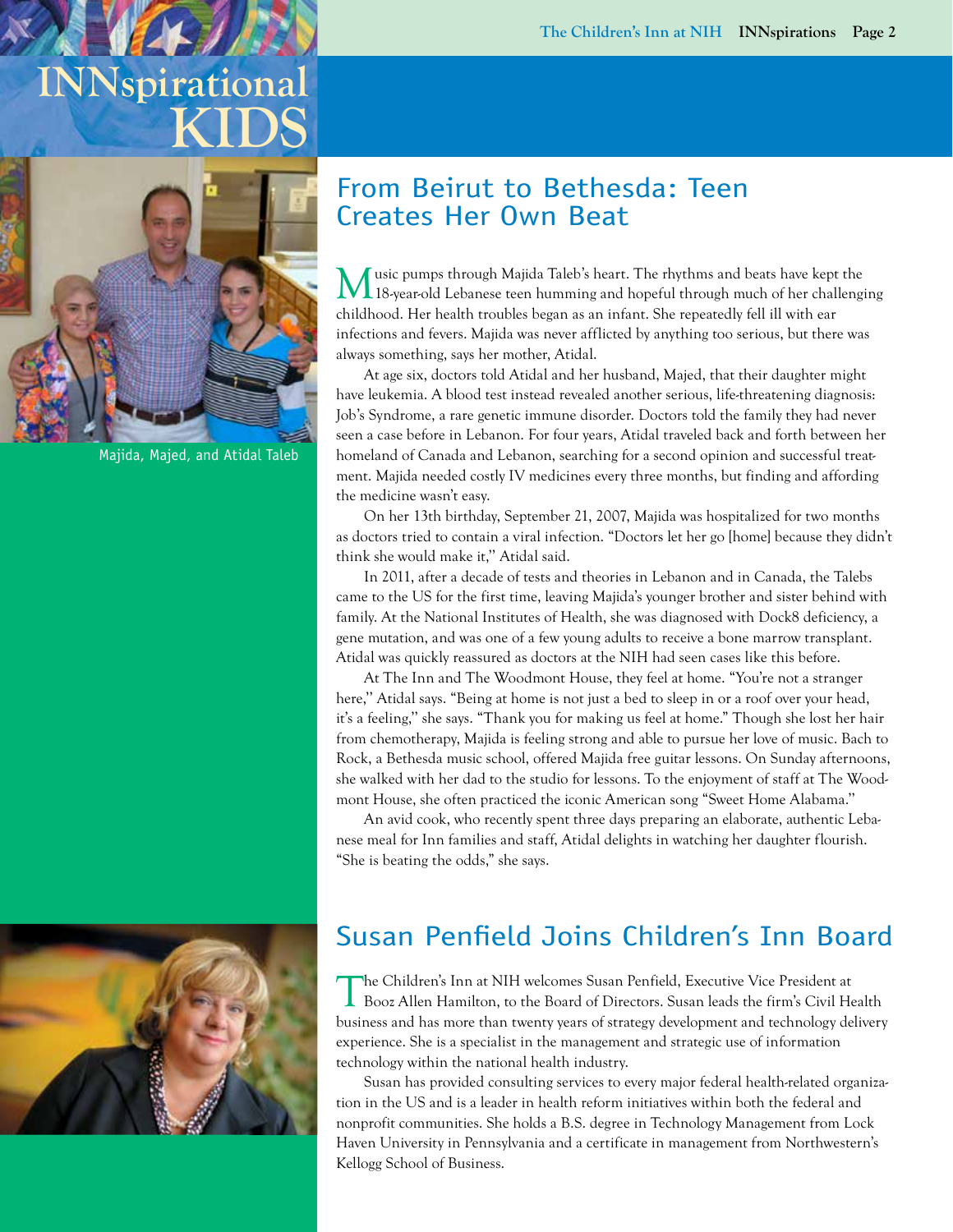# INNspirational KIDS

Majida, Majed, and Atidal Taleb

## From Beirut to Bethesda: Teen Creates Her Own Beat

Music pumps through Majida Taleb's heart. The rhythms and beats have kept the 18-year-old Lebanese teen humming and hopeful through much of her challenging childhood. Her health troubles began as an infant. She repeatedly fell ill with ear infections and fevers. Majida was never afflicted by anything too serious, but there was always something, says her mother, Atidal.

At age six, doctors told Atidal and her husband, Majed, that their daughter might have leukemia. A blood test instead revealed another serious, life-threatening diagnosis: Job's Syndrome, a rare genetic immune disorder. Doctors told the family they had never seen a case before in Lebanon. For four years, Atidal traveled back and forth between her homeland of Canada and Lebanon, searching for a second opinion and successful treatment. Majida needed costly IV medicines every three months, but finding and affording the medicine wasn't easy.

On her 13th birthday, September 21, 2007, Majida was hospitalized for two months as doctors tried to contain a viral infection. "Doctors let her go [home] because they didn't think she would make it," Atidal said.

In 2011, after a decade of tests and theories in Lebanon and in Canada, the Talebs came to the US for the first time, leaving Majida's younger brother and sister behind with family. At the National Institutes of Health, she was diagnosed with Dock8 deficiency, a gene mutation, and was one of a few young adults to receive a bone marrow transplant. Atidal was quickly reassured as doctors at the NIH had seen cases like this before.

At The Inn and The Woodmont House, they feel at home. "You're not a stranger here," Atidal says. "Being at home is not just a bed to sleep in or a roof over your head, it's a feeling," she says. "Thank you for making us feel at home." Though she lost her hair from chemotherapy, Majida is feeling strong and able to pursue her love of music. Bach to Rock, a Bethesda music school, offered Majida free guitar lessons. On Sunday afternoons, she walked with her dad to the studio for lessons. To the enjoyment of staff at The Woodmont House, she often practiced the iconic American song "Sweet Home Alabama."

An avid cook, who recently spent three days preparing an elaborate, authentic Lebanese meal for Inn families and staff, Atidal delights in watching her daughter flourish. "She is beating the odds," she says.

## Susan Penfield Joins Children's Inn Board

The Children's Inn at NIH welcomes Susan Penfield, Executive Vice President at Booz Allen Hamilton, to the Board of Directors. Susan leads the firm's Civil Health business and has more than twenty years of strategy development and technology delivery experience. She is a specialist in the management and strategic use of information technology within the national health industry.

Susan has provided consulting services to every major federal health-related organization in the US and is a leader in health reform initiatives within both the federal and nonprofit communities. She holds a B.S. degree in Technology Management from Lock Haven University in Pennsylvania and a certificate in management from Northwestern's Kellogg School of Business.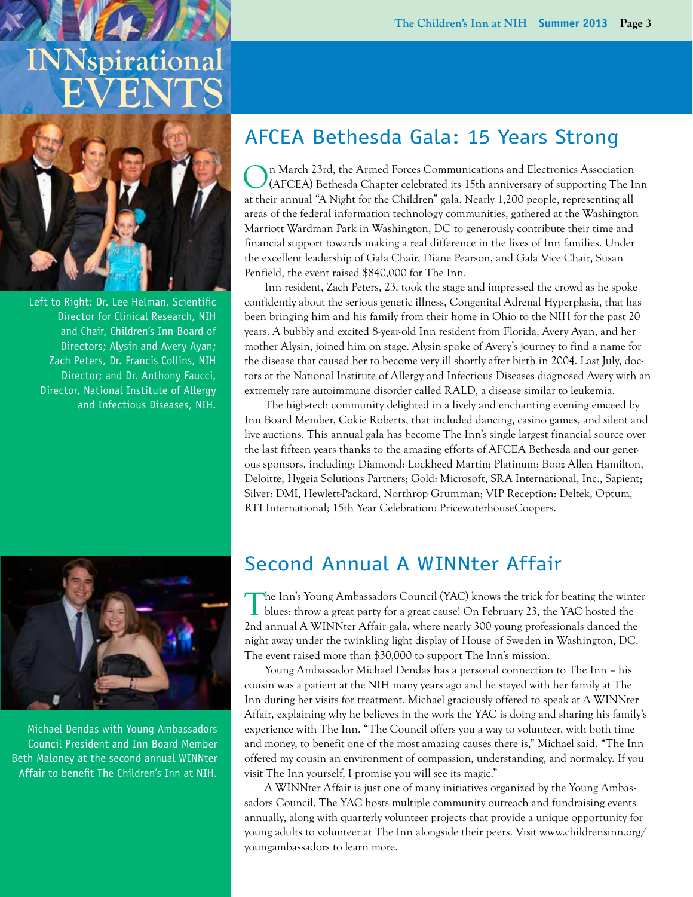# INNspirational EVENTS

## AFCEA Bethesda Gala: 15 Years Strong

On March 23rd, the Armed Forces Communications and Electronics Association (AFCEA) Bethesda Chapter celebrated its 15th anniversary of supporting The Inn at their annual "A Night for the Children" gala. Nearly 1,200 people, representing all areas of the federal information technology communities, gathered at the Washington Marriott Wardman Park in Washington, DC to generously contribute their time and financial support towards making a real difference in the lives of Inn families. Under the excellent leadership of Gala Chair, Diane Pearson, and Gala Vice Chair, Susan Penfield, the event raised $840,000 for The Inn.

Inn resident, Zach Peters, 23, took the stage and impressed the crowd as he spoke confidently about the serious genetic illness, Congenital Adrenal Hyperplasia, that has been bringing him and his family from their home in Ohio to the NIH for the past 20 years. A bubbly and excited 8-year-old Inn resident from Florida, Avery Ayan, and her mother Alysin, joined him on stage. Alysin spoke of Avery's journey to find a name for the disease that caused her to become very ill shortly after birth in 2004. Last July, doctors at the National Institute of Allergy and Infectious Diseases diagnosed Avery with an extremely rare autoimmune disorder called RALD, a disease similar to leukemia.

The high-tech community delighted in a lively and enchanting evening emceed by Inn Board Member, Cokie Roberts, that included dancing, casino games, and silent and live auctions. This annual gala has become The Inn's single largest financial source over the last fifteen years thanks to the amazing efforts of AFCEA Bethesda and our generous sponsors, including: Diamond: Lockheed Martin; Platinum: Booz Allen Hamilton, Deloitte, Hygeia Solutions Partners; Gold: Microsoft, SRA International, Inc., Sapient; Silver: DMI, Hewlett-Packard, Northrop Grumman; VIP Reception: Deltek, Optum, RTI International; 15th Year Celebration: PricewaterhouseCoopers.

Left to Right: Dr. Lee Helman, Scientific Director for Clinical Research, NIH and Chair, Children's Inn Board of Directors; Alysin and Avery Ayan; Zach Peters, Dr. Francis Collins, NIH Director; and Dr. Anthony Faucci, Director, National Institute of Allergy and Infectious Diseases, NIH.

## Second Annual A WINNter Affair

The Inn's Young Ambassadors Council (YAC) knows the trick for beating the winter blues: throw a great party for a great cause! On February 23, the YAC hosted the 2nd annual A WINNter Affair gala, where nearly 300 young professionals danced the night away under the twinkling light display of House of Sweden in Washington, DC. The event raised more than $30,000 to support The Inn's mission.

Young Ambassador Michael Dendas has a personal connection to The Inn – his cousin was a patient at the NIH many years ago and he stayed with her family at The Inn during her visits for treatment. Michael graciously offered to speak at A WINNter Affair, explaining why he believes in the work the YAC is doing and sharing his family's experience with The Inn. "The Council offers you a way to volunteer, with both time and money, to benefit one of the most amazing causes there is," Michael said. "The Inn offered my cousin an environment of compassion, understanding, and normalcy. If you visit The Inn yourself, I promise you will see its magic."

A WINNter Affair is just one of many initiatives organized by the Young Ambassadors Council. The YAC hosts multiple community outreach and fundraising events annually, along with quarterly volunteer projects that provide a unique opportunity for young adults to volunteer at The Inn alongside their peers. Visit www.childrensinn.org/youngambassadors to learn more.

Michael Dendas with Young Ambassadors Council President and Inn Board Member Beth Maloney at the second annual WINNter Affair to benefit The Children's Inn at NIH.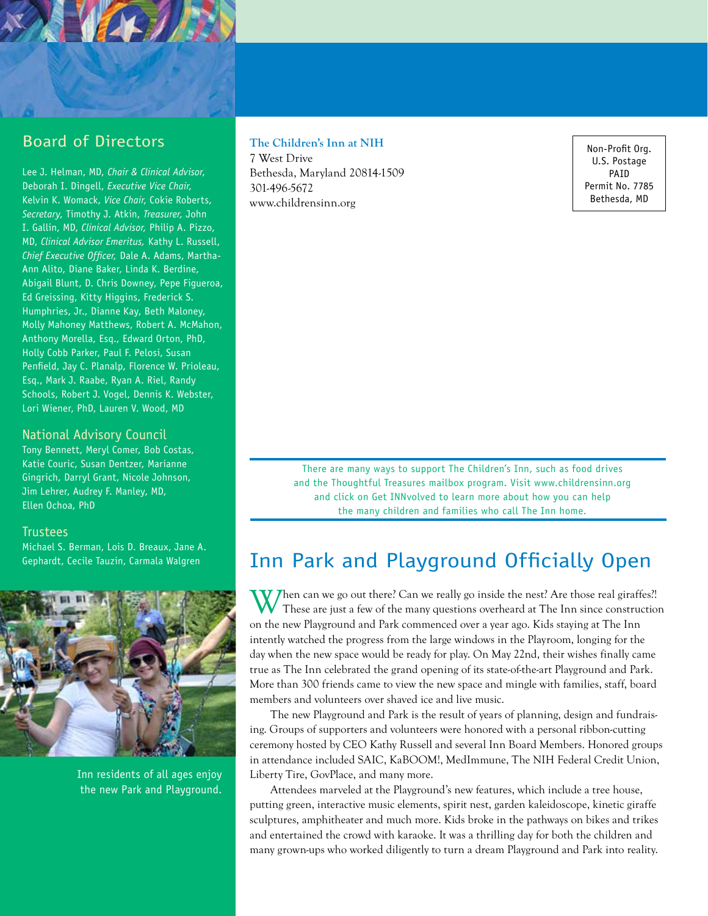## Board of Directors

Lee J. Helman, MD, *Chair & Clinical Advisor,* Deborah I. Dingell, *Executive Vice Chair,* Kelvin K. Womack, *Vice Chair,* Cokie Roberts, *Secretary,* Timothy J. Atkin, *Treasurer,* John I. Gallin, MD, *Clinical Advisor,* Philip A. Pizzo, MD, *Clinical Advisor Emeritus,* Kathy L. Russell, *Chief Executive Officer,* Dale A. Adams, Martha-Ann Alito, Diane Baker, Linda K. Berdine, Abigail Blunt, D. Chris Downey, Pepe Figueroa, Ed Greissing, Kitty Higgins, Frederick S. Humphries, Jr., Dianne Kay, Beth Maloney, Molly Mahoney Matthews, Robert A. McMahon, Anthony Morella, Esq., Edward Orton, PhD, Holly Cobb Parker, Paul F. Pelosi, Susan Penfield, Jay C. Planalp, Florence W. Prioleau, Esq., Mark J. Raabe, Ryan A. Riel, Randy Schools, Robert J. Vogel, Dennis K. Webster, Lori Wiener, PhD, Lauren V. Wood, MD

## National Advisory Council

Tony Bennett, Meryl Comer, Bob Costas, Katie Couric, Susan Dentzer, Marianne Gingrich, Darryl Grant, Nicole Johnson, Jim Lehrer, Audrey F. Manley, MD, Ellen Ochoa, PhD

## Trustees

Michael S. Berman, Lois D. Breaux, Jane A. Gephardt, Cecile Tauzin, Carmala Walgren

Inn residents of all ages enjoy the new Park and Playground.

**The Children's Inn at NIH**
7 West Drive
Bethesda, Maryland 20814-1509
301-496-5672
www.childrensinn.org

Non-Profit Org.
U.S. Postage
PAID
Permit No. 7785
Bethesda, MD

There are many ways to support The Children's Inn, such as food drives and the Thoughtful Treasures mailbox program. Visit www.childrensinn.org and click on Get INNvolved to learn more about how you can help the many children and families who call The Inn home.

## Inn Park and Playground Officially Open

When can we go out there? Can we really go inside the nest? Are those real giraffes?! These are just a few of the many questions overheard at The Inn since construction on the new Playground and Park commenced over a year ago. Kids staying at The Inn intently watched the progress from the large windows in the Playroom, longing for the day when the new space would be ready for play. On May 22nd, their wishes finally came true as The Inn celebrated the grand opening of its state-of-the-art Playground and Park. More than 300 friends came to view the new space and mingle with families, staff, board members and volunteers over shaved ice and live music.

The new Playground and Park is the result of years of planning, design and fundraising. Groups of supporters and volunteers were honored with a personal ribbon-cutting ceremony hosted by CEO Kathy Russell and several Inn Board Members. Honored groups in attendance included SAIC, KaBOOM!, MedImmune, The NIH Federal Credit Union, Liberty Tire, GovPlace, and many more.

Attendees marveled at the Playground's new features, which include a tree house, putting green, interactive music elements, spirit nest, garden kaleidoscope, kinetic giraffe sculptures, amphitheater and much more. Kids broke in the pathways on bikes and trikes and entertained the crowd with karaoke. It was a thrilling day for both the children and many grown-ups who worked diligently to turn a dream Playground and Park into reality.